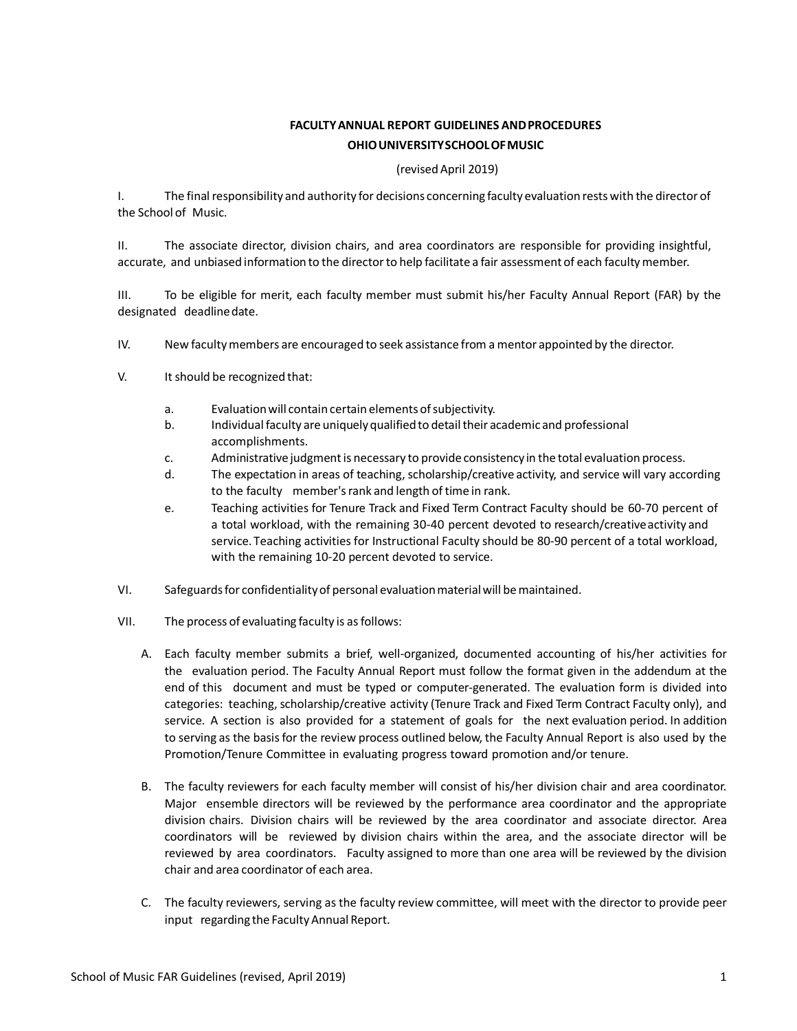**FACULTY ANNUAL REPORT GUIDELINES AND PROCEDURES**
**OHIO UNIVERSITY SCHOOL OF MUSIC**

(revised April 2019)

I. The final responsibility and authority for decisions concerning faculty evaluation rests with the director of the School of Music.

II. The associate director, division chairs, and area coordinators are responsible for providing insightful, accurate, and unbiased information to the director to help facilitate a fair assessment of each faculty member.

III. To be eligible for merit, each faculty member must submit his/her Faculty Annual Report (FAR) by the designated deadline date.

IV. New faculty members are encouraged to seek assistance from a mentor appointed by the director.

V. It should be recognized that:

   a. Evaluation will contain certain elements of subjectivity.
   b. Individual faculty are uniquely qualified to detail their academic and professional accomplishments.
   c. Administrative judgment is necessary to provide consistency in the total evaluation process.
   d. The expectation in areas of teaching, scholarship/creative activity, and service will vary according to the faculty member's rank and length of time in rank.
   e. Teaching activities for Tenure Track and Fixed Term Contract Faculty should be 60-70 percent of a total workload, with the remaining 30-40 percent devoted to research/creative activity and service. Teaching activities for Instructional Faculty should be 80-90 percent of a total workload, with the remaining 10-20 percent devoted to service.

VI. Safeguards for confidentiality of personal evaluation material will be maintained.

VII. The process of evaluating faculty is as follows:

   A. Each faculty member submits a brief, well-organized, documented accounting of his/her activities for the evaluation period. The Faculty Annual Report must follow the format given in the addendum at the end of this document and must be typed or computer-generated. The evaluation form is divided into categories: teaching, scholarship/creative activity (Tenure Track and Fixed Term Contract Faculty only), and service. A section is also provided for a statement of goals for the next evaluation period. In addition to serving as the basis for the review process outlined below, the Faculty Annual Report is also used by the Promotion/Tenure Committee in evaluating progress toward promotion and/or tenure.

   B. The faculty reviewers for each faculty member will consist of his/her division chair and area coordinator. Major ensemble directors will be reviewed by the performance area coordinator and the appropriate division chairs. Division chairs will be reviewed by the area coordinator and associate director. Area coordinators will be reviewed by division chairs within the area, and the associate director will be reviewed by area coordinators. Faculty assigned to more than one area will be reviewed by the division chair and area coordinator of each area.

   C. The faculty reviewers, serving as the faculty review committee, will meet with the director to provide peer input regarding the Faculty Annual Report.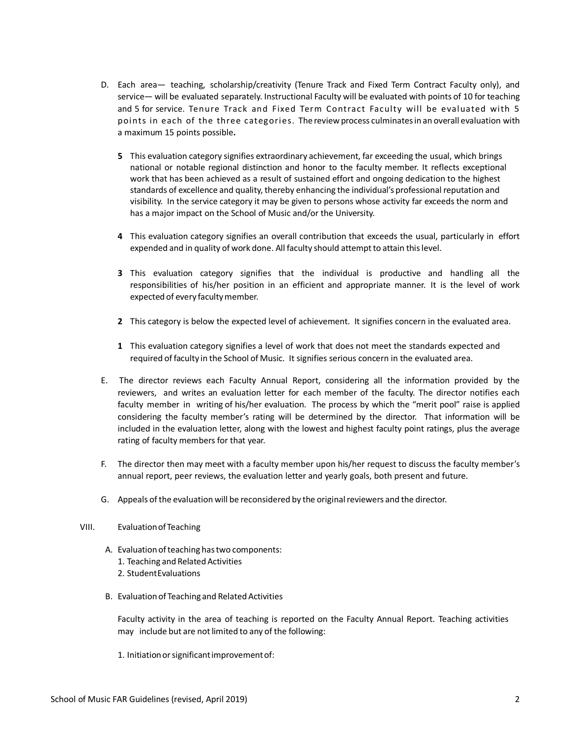D. Each area— teaching, scholarship/creativity (Tenure Track and Fixed Term Contract Faculty only), and service— will be evaluated separately. Instructional Faculty will be evaluated with points of 10 for teaching and 5 for service. Tenure Track and Fixed Term Contract Faculty will be evaluated with 5 points in each of the three categories. The review process culminates in an overall evaluation with a maximum 15 points possible**.**

   **5** This evaluation category signifies extraordinary achievement, far exceeding the usual, which brings national or notable regional distinction and honor to the faculty member. It reflects exceptional work that has been achieved as a result of sustained effort and ongoing dedication to the highest standards of excellence and quality, thereby enhancing the individual's professional reputation and visibility. In the service category it may be given to persons whose activity far exceeds the norm and has a major impact on the School of Music and/or the University.

   **4** This evaluation category signifies an overall contribution that exceeds the usual, particularly in effort expended and in quality of work done. All faculty should attempt to attain this level.

   **3** This evaluation category signifies that the individual is productive and handling all the responsibilities of his/her position in an efficient and appropriate manner. It is the level of work expected of every faculty member.

   **2** This category is below the expected level of achievement. It signifies concern in the evaluated area.

   **1** This evaluation category signifies a level of work that does not meet the standards expected and required of faculty in the School of Music. It signifies serious concern in the evaluated area.

E. The director reviews each Faculty Annual Report, considering all the information provided by the reviewers, and writes an evaluation letter for each member of the faculty. The director notifies each faculty member in writing of his/her evaluation. The process by which the "merit pool" raise is applied considering the faculty member's rating will be determined by the director. That information will be included in the evaluation letter, along with the lowest and highest faculty point ratings, plus the average rating of faculty members for that year.

F. The director then may meet with a faculty member upon his/her request to discuss the faculty member's annual report, peer reviews, the evaluation letter and yearly goals, both present and future.

G. Appeals of the evaluation will be reconsidered by the original reviewers and the director.

VIII. Evaluation of Teaching

A. Evaluation of teaching has two components:
   1. Teaching and Related Activities
   2. Student Evaluations

B. Evaluation of Teaching and Related Activities

   Faculty activity in the area of teaching is reported on the Faculty Annual Report. Teaching activities may include but are not limited to any of the following:

   1. Initiation or significant improvement of: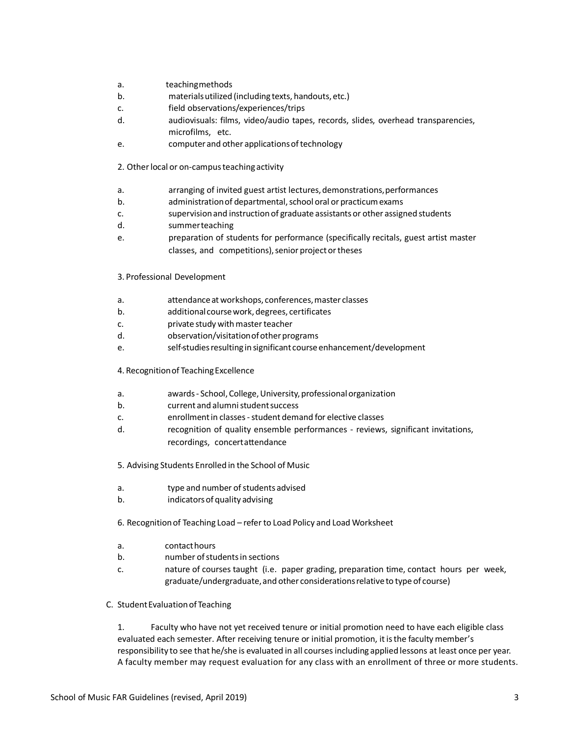a. teaching methods
b. materials utilized (including texts, handouts, etc.)
c. field observations/experiences/trips
d. audiovisuals: films, video/audio tapes, records, slides, overhead transparencies, microfilms, etc.
e. computer and other applications of technology

2. Other local or on-campus teaching activity

a. arranging of invited guest artist lectures, demonstrations, performances
b. administration of departmental, school oral or practicum exams
c. supervision and instruction of graduate assistants or other assigned students
d. summer teaching
e. preparation of students for performance (specifically recitals, guest artist master classes, and competitions), senior project or theses

3. Professional Development

a. attendance at workshops, conferences, master classes
b. additional course work, degrees, certificates
c. private study with master teacher
d. observation/visitation of other programs
e. self-studies resulting in significant course enhancement/development

4. Recognition of Teaching Excellence

a. awards - School, College, University, professional organization
b. current and alumni student success
c. enrollment in classes - student demand for elective classes
d. recognition of quality ensemble performances - reviews, significant invitations, recordings, concert attendance

5. Advising Students Enrolled in the School of Music

a. type and number of students advised
b. indicators of quality advising

6. Recognition of Teaching Load – refer to Load Policy and Load Worksheet

a. contact hours
b. number of students in sections
c. nature of courses taught (i.e. paper grading, preparation time, contact hours per week, graduate/undergraduate, and other considerations relative to type of course)

C. Student Evaluation of Teaching

1. Faculty who have not yet received tenure or initial promotion need to have each eligible class evaluated each semester. After receiving tenure or initial promotion, it is the faculty member's responsibility to see that he/she is evaluated in all courses including applied lessons at least once per year. A faculty member may request evaluation for any class with an enrollment of three or more students.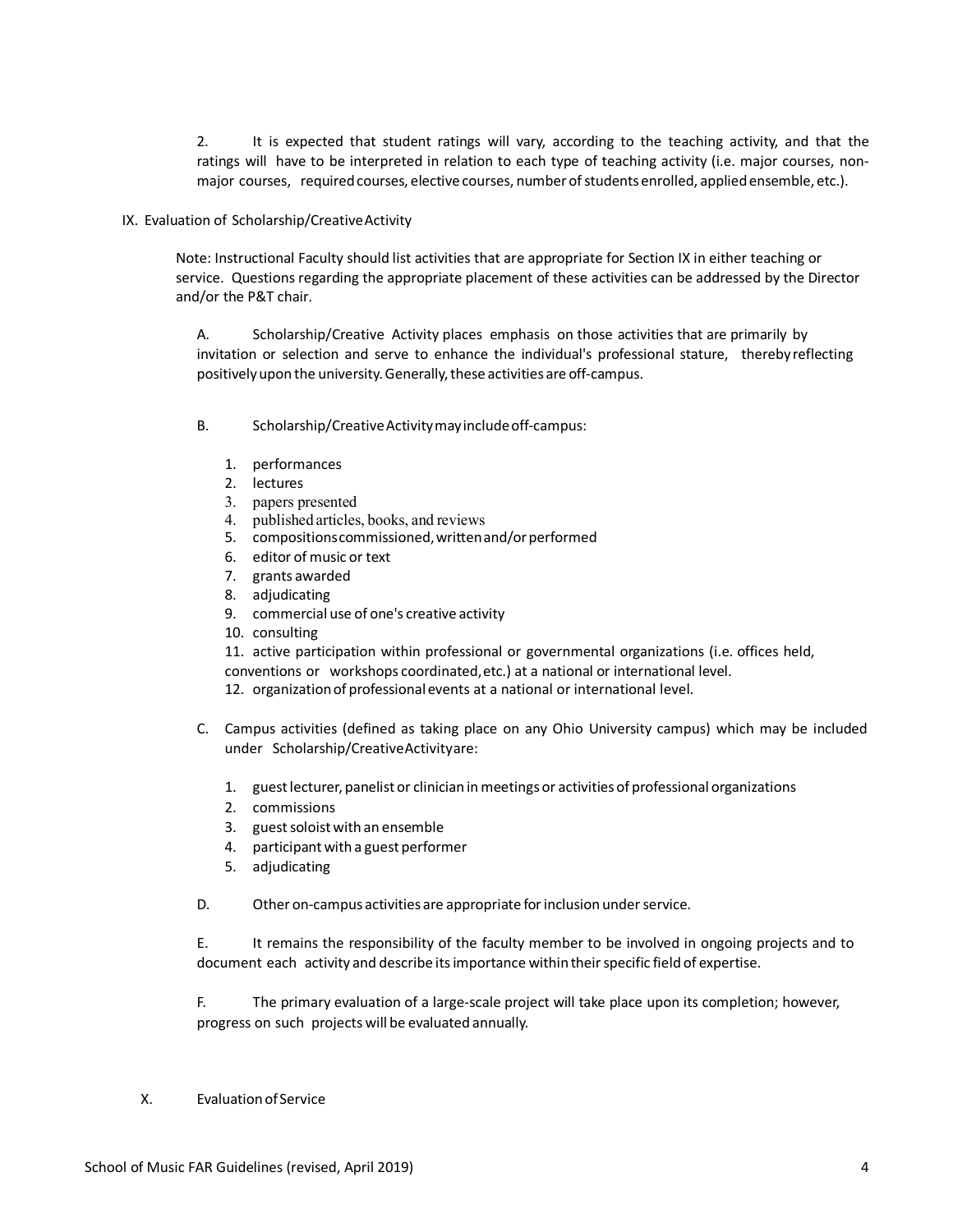2. It is expected that student ratings will vary, according to the teaching activity, and that the ratings will have to be interpreted in relation to each type of teaching activity (i.e. major courses, non-major courses, required courses, elective courses, number of students enrolled, applied ensemble, etc.).

## IX. Evaluation of Scholarship/Creative Activity

Note: Instructional Faculty should list activities that are appropriate for Section IX in either teaching or service. Questions regarding the appropriate placement of these activities can be addressed by the Director and/or the P&T chair.

A. Scholarship/Creative Activity places emphasis on those activities that are primarily by invitation or selection and serve to enhance the individual's professional stature, thereby reflecting positively upon the university. Generally, these activities are off-campus.

B. Scholarship/Creative Activity may include off-campus:

1. performances
2. lectures
3. papers presented
4. published articles, books, and reviews
5. compositions commissioned, written and/or performed
6. editor of music or text
7. grants awarded
8. adjudicating
9. commercial use of one's creative activity
10. consulting
11. active participation within professional or governmental organizations (i.e. offices held, conventions or workshops coordinated, etc.) at a national or international level.
12. organization of professional events at a national or international level.

C. Campus activities (defined as taking place on any Ohio University campus) which may be included under Scholarship/Creative Activity are:

1. guest lecturer, panelist or clinician in meetings or activities of professional organizations
2. commissions
3. guest soloist with an ensemble
4. participant with a guest performer
5. adjudicating

D. Other on-campus activities are appropriate for inclusion under service.

E. It remains the responsibility of the faculty member to be involved in ongoing projects and to document each activity and describe its importance within their specific field of expertise.

F. The primary evaluation of a large-scale project will take place upon its completion; however, progress on such projects will be evaluated annually.

## X. Evaluation of Service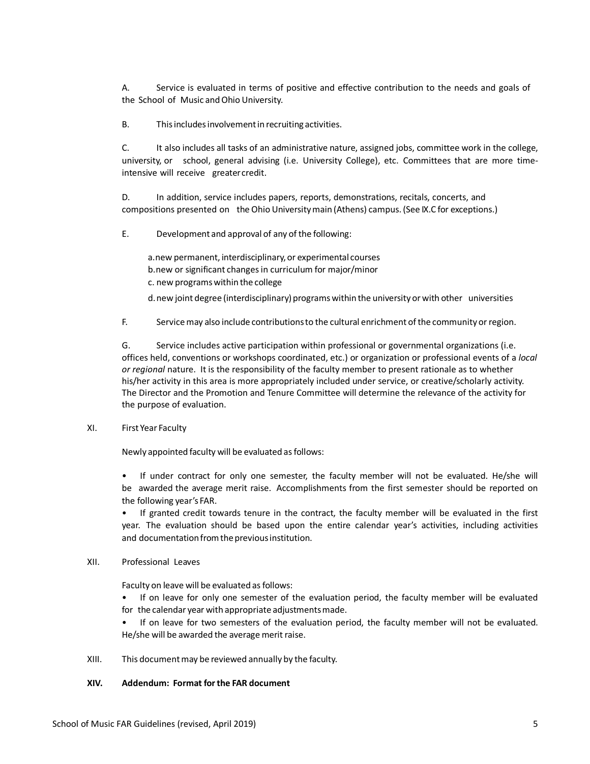A. Service is evaluated in terms of positive and effective contribution to the needs and goals of the School of Music and Ohio University.

B. This includes involvement in recruiting activities.

C. It also includes all tasks of an administrative nature, assigned jobs, committee work in the college, university, or school, general advising (i.e. University College), etc. Committees that are more time-intensive will receive greater credit.

D. In addition, service includes papers, reports, demonstrations, recitals, concerts, and compositions presented on the Ohio University main (Athens) campus. (See IX.C for exceptions.)

E. Development and approval of any of the following:

a. new permanent, interdisciplinary, or experimental courses
b. new or significant changes in curriculum for major/minor
c. new programs within the college
d. new joint degree (interdisciplinary) programs within the university or with other universities

F. Service may also include contributions to the cultural enrichment of the community or region.

G. Service includes active participation within professional or governmental organizations (i.e. offices held, conventions or workshops coordinated, etc.) or organization or professional events of a *local or regional* nature. It is the responsibility of the faculty member to present rationale as to whether his/her activity in this area is more appropriately included under service, or creative/scholarly activity. The Director and the Promotion and Tenure Committee will determine the relevance of the activity for the purpose of evaluation.

XI. First Year Faculty

Newly appointed faculty will be evaluated as follows:

- If under contract for only one semester, the faculty member will not be evaluated. He/she will be awarded the average merit raise. Accomplishments from the first semester should be reported on the following year's FAR.
- If granted credit towards tenure in the contract, the faculty member will be evaluated in the first year. The evaluation should be based upon the entire calendar year's activities, including activities and documentation from the previous institution.

XII. Professional Leaves

Faculty on leave will be evaluated as follows:

- If on leave for only one semester of the evaluation period, the faculty member will be evaluated for the calendar year with appropriate adjustments made.
- If on leave for two semesters of the evaluation period, the faculty member will not be evaluated. He/she will be awarded the average merit raise.

XIII. This document may be reviewed annually by the faculty.

**XIV. Addendum: Format for the FAR document**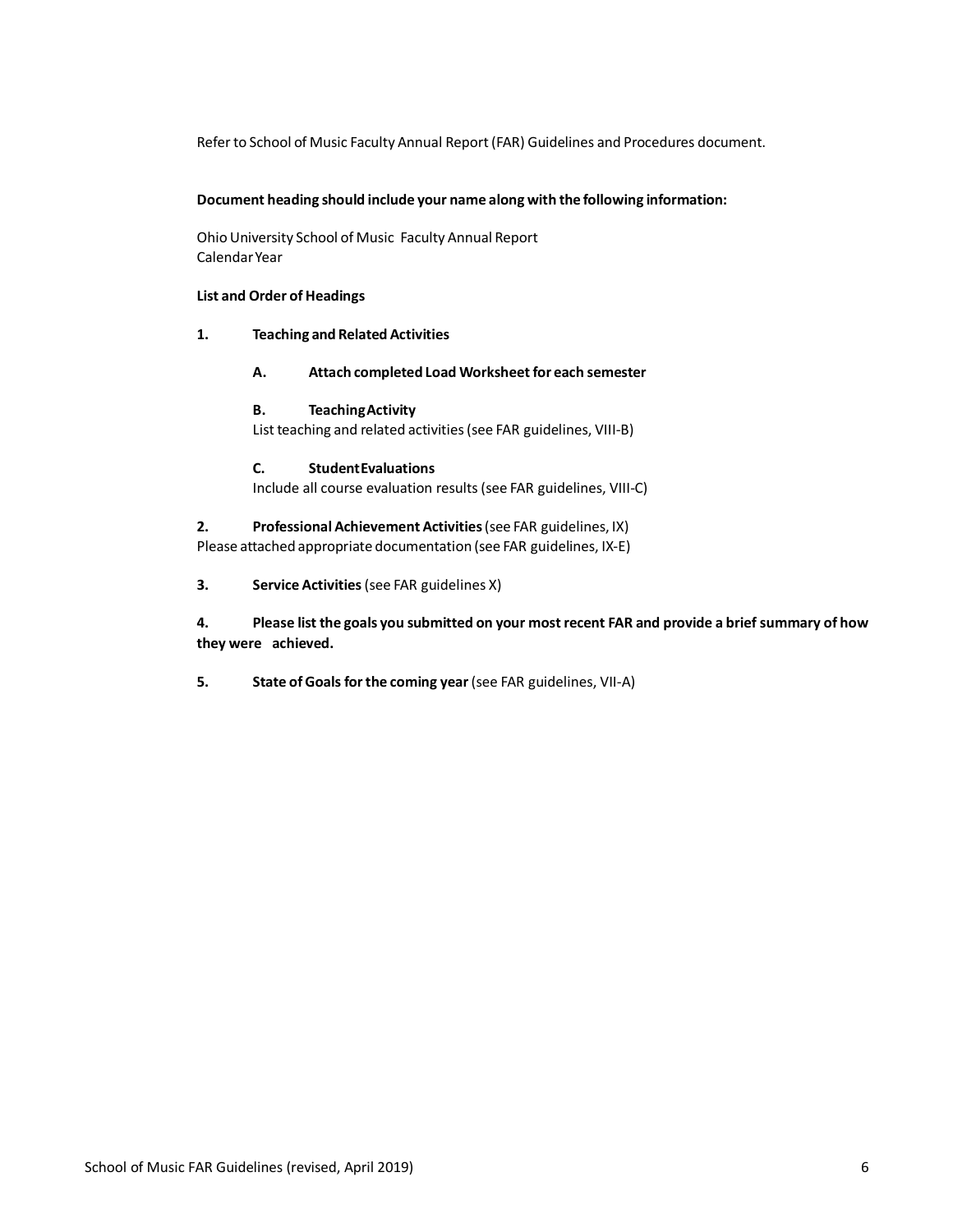Refer to School of Music Faculty Annual Report (FAR) Guidelines and Procedures document.

**Document heading should include your name along with the following information:**

Ohio University School of Music Faculty Annual Report
Calendar Year

**List and Order of Headings**

**1. Teaching and Related Activities**

**A. Attach completed Load Worksheet for each semester**

**B. Teaching Activity**
List teaching and related activities (see FAR guidelines, VIII-B)

**C. Student Evaluations**
Include all course evaluation results (see FAR guidelines, VIII-C)

**2. Professional Achievement Activities** (see FAR guidelines, IX)
Please attached appropriate documentation (see FAR guidelines, IX-E)

**3. Service Activities** (see FAR guidelines X)

**4. Please list the goals you submitted on your most recent FAR and provide a brief summary of how they were achieved.**

**5. State of Goals for the coming year** (see FAR guidelines, VII-A)